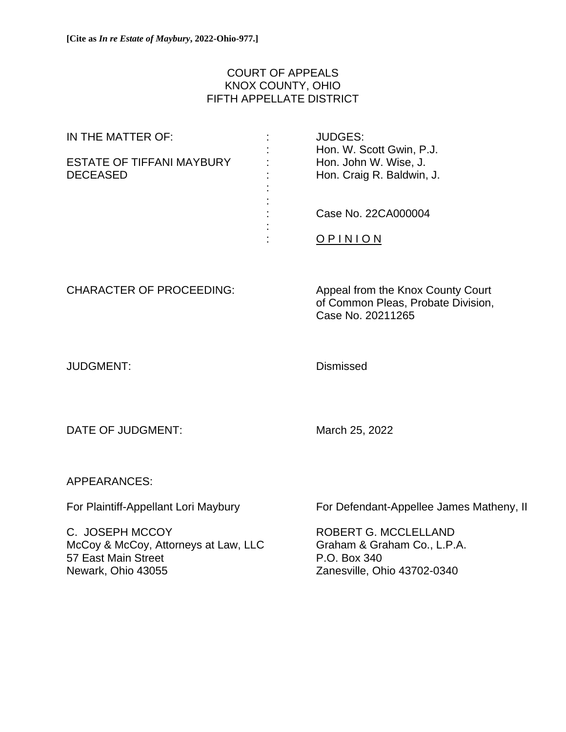**[Cite as *In re Estate of Maybury*, 2022-Ohio-977.]**

COURT OF APPEALS
KNOX COUNTY, OHIO
FIFTH APPELLATE DISTRICT

| | | |
|---|---|---|
| IN THE MATTER OF: | : | JUDGES: |
| | : | Hon. W. Scott Gwin, P.J. |
| ESTATE OF TIFFANI MAYBURY | : | Hon. John W. Wise, J. |
| DECEASED | : | Hon. Craig R. Baldwin, J. |
| | : | |
| | : | |
| | : | Case No. 22CA000004 |
| | : | |
| | : | O P I N I O N |

CHARACTER OF PROCEEDING: Appeal from the Knox County Court of Common Pleas, Probate Division, Case No. 20211265

JUDGMENT: Dismissed

DATE OF JUDGMENT: March 25, 2022

APPEARANCES:

For Plaintiff-Appellant Lori Maybury

C. JOSEPH MCCOY
McCoy & McCoy, Attorneys at Law, LLC
57 East Main Street
Newark, Ohio 43055

For Defendant-Appellee James Matheny, II

ROBERT G. MCCLELLAND
Graham & Graham Co., L.P.A.
P.O. Box 340
Zanesville, Ohio 43702-0340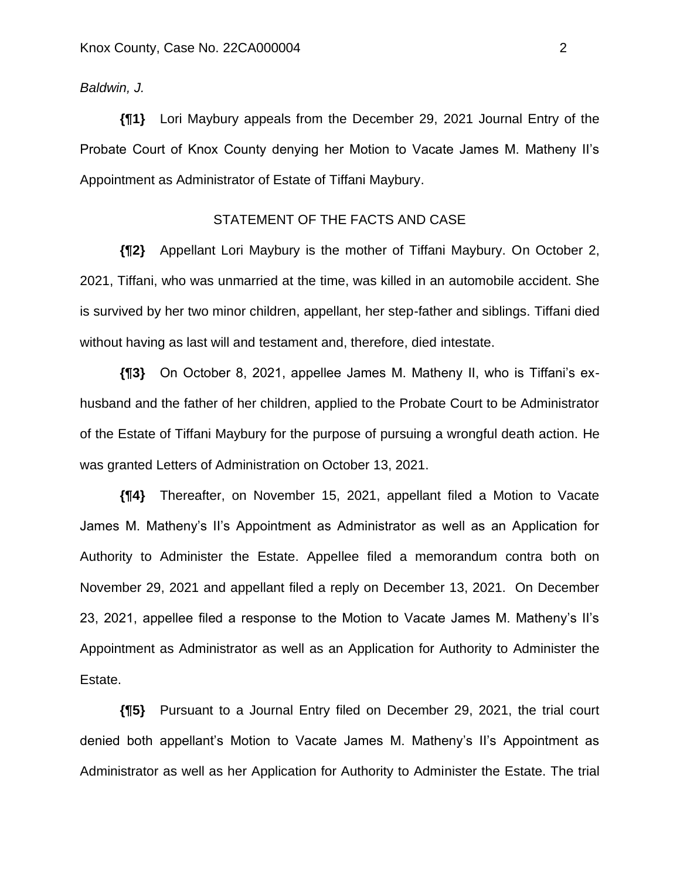*Baldwin, J.*

**{¶1}** Lori Maybury appeals from the December 29, 2021 Journal Entry of the Probate Court of Knox County denying her Motion to Vacate James M. Matheny II's Appointment as Administrator of Estate of Tiffani Maybury.

STATEMENT OF THE FACTS AND CASE

**{¶2}** Appellant Lori Maybury is the mother of Tiffani Maybury. On October 2, 2021, Tiffani, who was unmarried at the time, was killed in an automobile accident. She is survived by her two minor children, appellant, her step-father and siblings. Tiffani died without having as last will and testament and, therefore, died intestate.

**{¶3}** On October 8, 2021, appellee James M. Matheny II, who is Tiffani's ex-husband and the father of her children, applied to the Probate Court to be Administrator of the Estate of Tiffani Maybury for the purpose of pursuing a wrongful death action. He was granted Letters of Administration on October 13, 2021.

**{¶4}** Thereafter, on November 15, 2021, appellant filed a Motion to Vacate James M. Matheny's II's Appointment as Administrator as well as an Application for Authority to Administer the Estate. Appellee filed a memorandum contra both on November 29, 2021 and appellant filed a reply on December 13, 2021. On December 23, 2021, appellee filed a response to the Motion to Vacate James M. Matheny's II's Appointment as Administrator as well as an Application for Authority to Administer the Estate.

**{¶5}** Pursuant to a Journal Entry filed on December 29, 2021, the trial court denied both appellant's Motion to Vacate James M. Matheny's II's Appointment as Administrator as well as her Application for Authority to Administer the Estate. The trial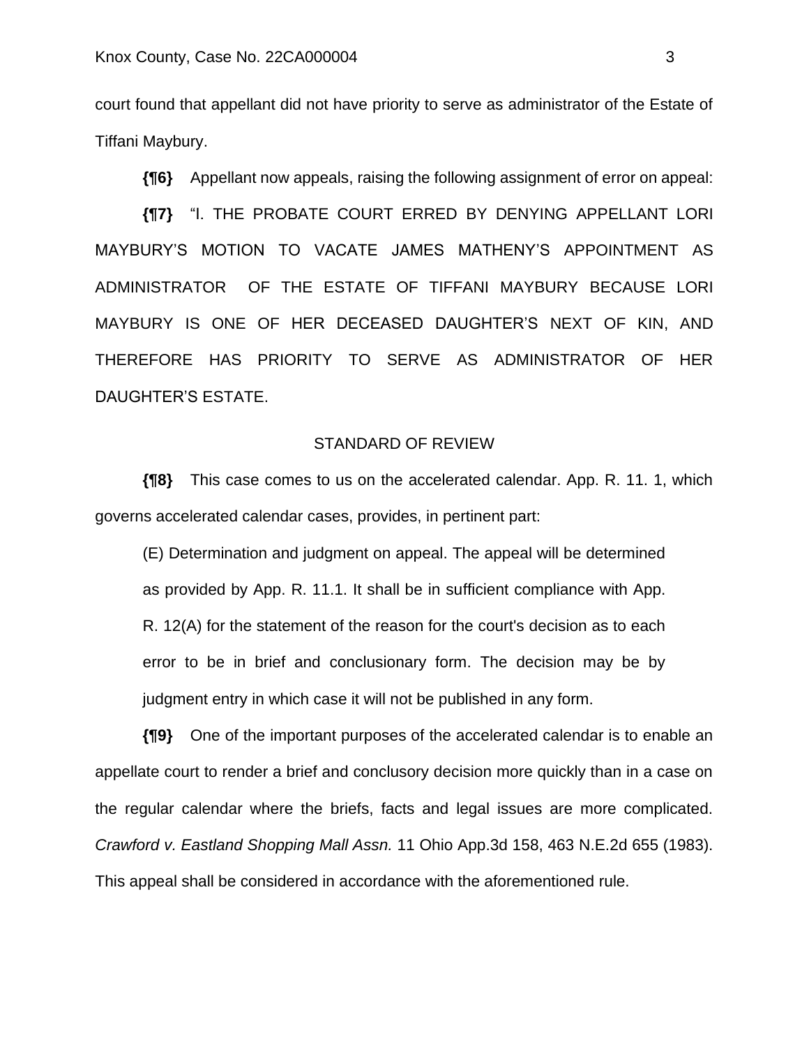court found that appellant did not have priority to serve as administrator of the Estate of Tiffani Maybury.

**{¶6}** Appellant now appeals, raising the following assignment of error on appeal:

**{¶7}** "I. THE PROBATE COURT ERRED BY DENYING APPELLANT LORI MAYBURY'S MOTION TO VACATE JAMES MATHENY'S APPOINTMENT AS ADMINISTRATOR OF THE ESTATE OF TIFFANI MAYBURY BECAUSE LORI MAYBURY IS ONE OF HER DECEASED DAUGHTER'S NEXT OF KIN, AND THEREFORE HAS PRIORITY TO SERVE AS ADMINISTRATOR OF HER DAUGHTER'S ESTATE.

STANDARD OF REVIEW

**{¶8}** This case comes to us on the accelerated calendar. App. R. 11. 1, which governs accelerated calendar cases, provides, in pertinent part:

> (E) Determination and judgment on appeal. The appeal will be determined as provided by App. R. 11.1. It shall be in sufficient compliance with App. R. 12(A) for the statement of the reason for the court's decision as to each error to be in brief and conclusionary form. The decision may be by judgment entry in which case it will not be published in any form.

**{¶9}** One of the important purposes of the accelerated calendar is to enable an appellate court to render a brief and conclusory decision more quickly than in a case on the regular calendar where the briefs, facts and legal issues are more complicated. *Crawford v. Eastland Shopping Mall Assn.* 11 Ohio App.3d 158, 463 N.E.2d 655 (1983). This appeal shall be considered in accordance with the aforementioned rule.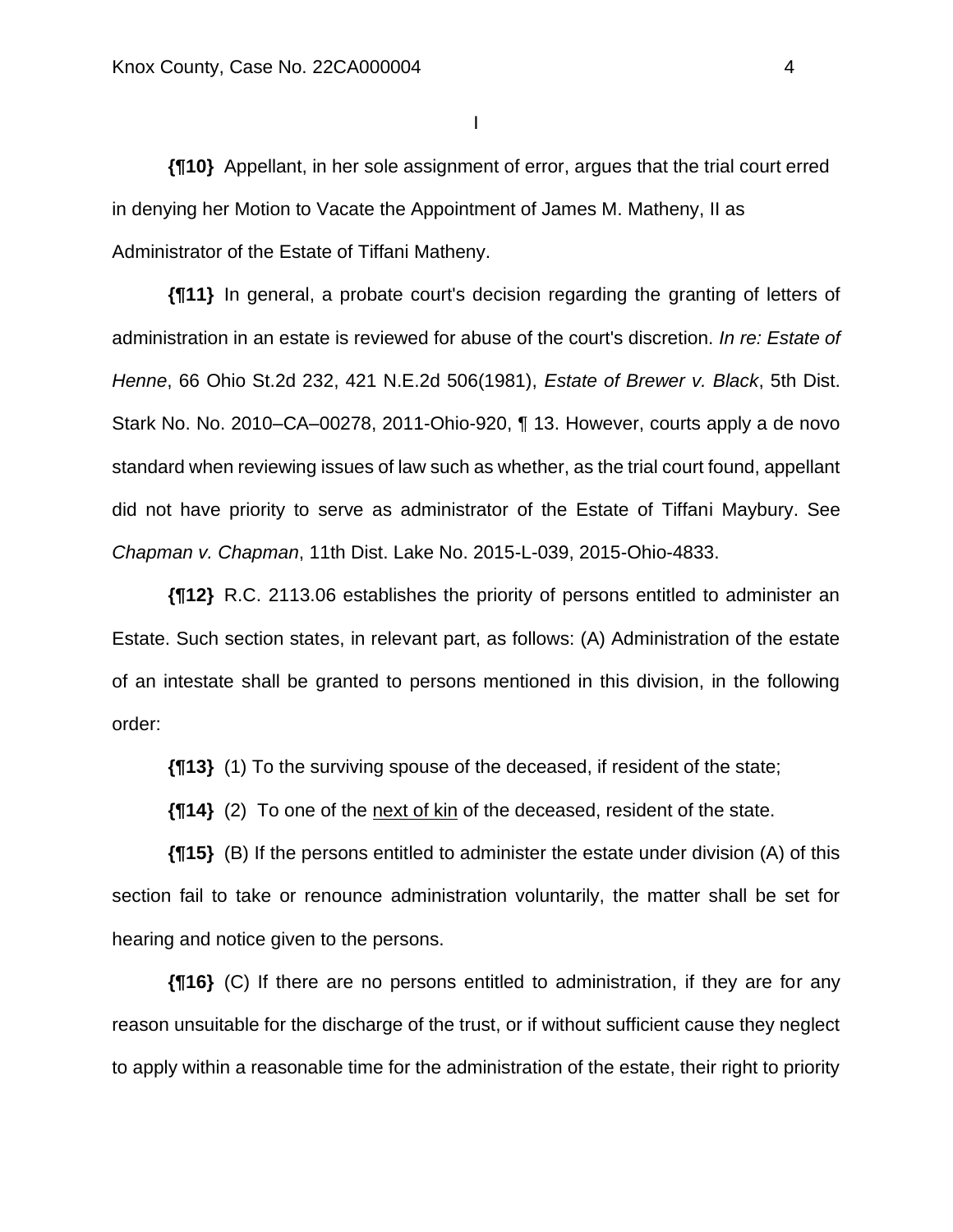I

**{¶10}** Appellant, in her sole assignment of error, argues that the trial court erred in denying her Motion to Vacate the Appointment of James M. Matheny, II as Administrator of the Estate of Tiffani Matheny.

**{¶11}** In general, a probate court's decision regarding the granting of letters of administration in an estate is reviewed for abuse of the court's discretion. *In re: Estate of Henne*, 66 Ohio St.2d 232, 421 N.E.2d 506(1981), *Estate of Brewer v. Black*, 5th Dist. Stark No. No. 2010–CA–00278, 2011-Ohio-920, ¶ 13. However, courts apply a de novo standard when reviewing issues of law such as whether, as the trial court found, appellant did not have priority to serve as administrator of the Estate of Tiffani Maybury. See *Chapman v. Chapman*, 11th Dist. Lake No. 2015-L-039, 2015-Ohio-4833.

**{¶12}** R.C. 2113.06 establishes the priority of persons entitled to administer an Estate. Such section states, in relevant part, as follows: (A) Administration of the estate of an intestate shall be granted to persons mentioned in this division, in the following order:

**{¶13}** (1) To the surviving spouse of the deceased, if resident of the state;

**{¶14}** (2) To one of the <u>next of kin</u> of the deceased, resident of the state.

**{¶15}** (B) If the persons entitled to administer the estate under division (A) of this section fail to take or renounce administration voluntarily, the matter shall be set for hearing and notice given to the persons.

**{¶16}** (C) If there are no persons entitled to administration, if they are for any reason unsuitable for the discharge of the trust, or if without sufficient cause they neglect to apply within a reasonable time for the administration of the estate, their right to priority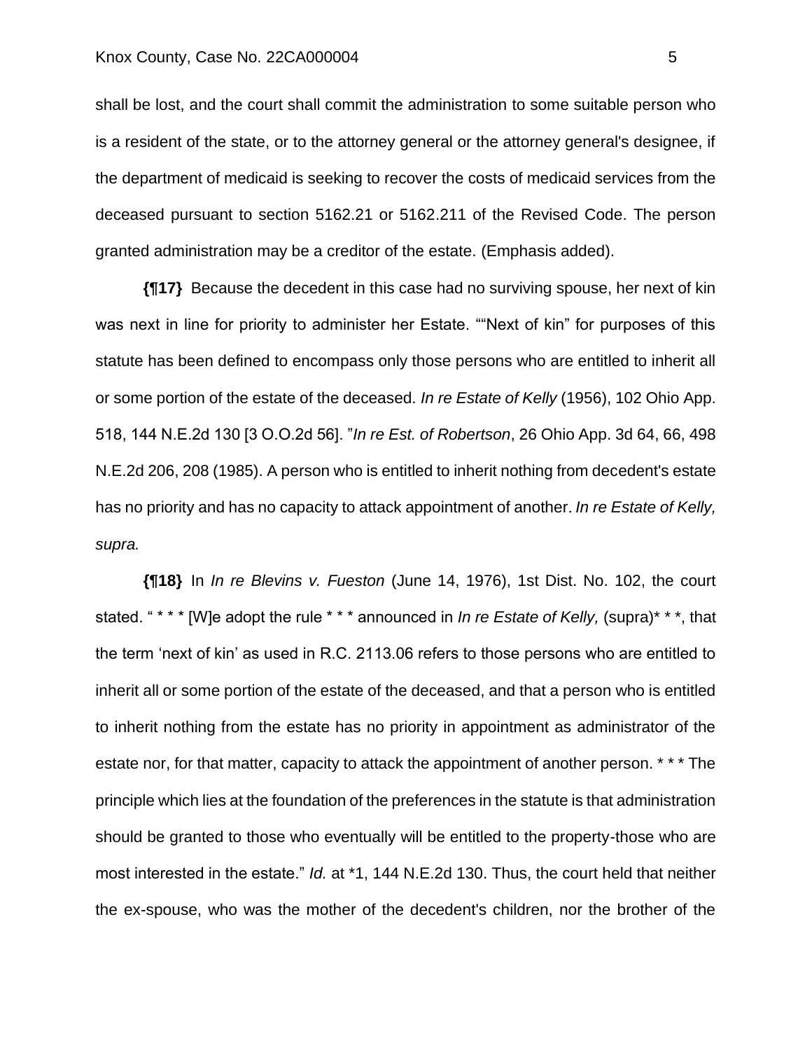shall be lost, and the court shall commit the administration to some suitable person who is a resident of the state, or to the attorney general or the attorney general's designee, if the department of medicaid is seeking to recover the costs of medicaid services from the deceased pursuant to section 5162.21 or 5162.211 of the Revised Code. The person granted administration may be a creditor of the estate. (Emphasis added).

**{¶17}** Because the decedent in this case had no surviving spouse, her next of kin was next in line for priority to administer her Estate. ""Next of kin" for purposes of this statute has been defined to encompass only those persons who are entitled to inherit all or some portion of the estate of the deceased. *In re Estate of Kelly* (1956), 102 Ohio App. 518, 144 N.E.2d 130 [3 O.O.2d 56]. "*In re Est. of Robertson*, 26 Ohio App. 3d 64, 66, 498 N.E.2d 206, 208 (1985). A person who is entitled to inherit nothing from decedent's estate has no priority and has no capacity to attack appointment of another. *In re Estate of Kelly, supra.*

**{¶18}** In *In re Blevins v. Fueston* (June 14, 1976), 1st Dist. No. 102, the court stated. " * * * [W]e adopt the rule * * * announced in *In re Estate of Kelly,* (supra)* * *, that the term 'next of kin' as used in R.C. 2113.06 refers to those persons who are entitled to inherit all or some portion of the estate of the deceased, and that a person who is entitled to inherit nothing from the estate has no priority in appointment as administrator of the estate nor, for that matter, capacity to attack the appointment of another person. * * * The principle which lies at the foundation of the preferences in the statute is that administration should be granted to those who eventually will be entitled to the property-those who are most interested in the estate." *Id.* at *1, 144 N.E.2d 130. Thus, the court held that neither the ex-spouse, who was the mother of the decedent's children, nor the brother of the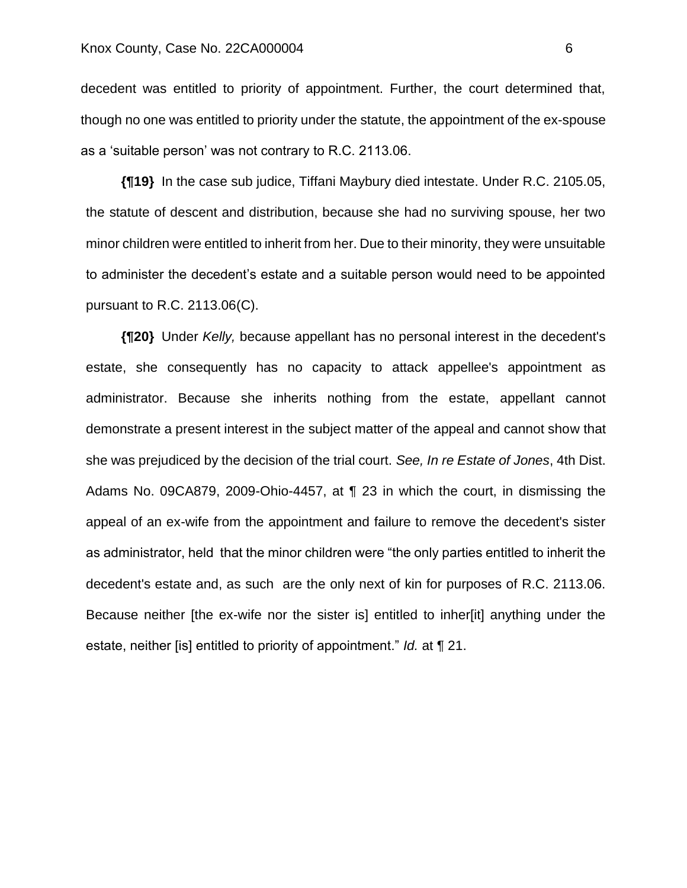decedent was entitled to priority of appointment. Further, the court determined that, though no one was entitled to priority under the statute, the appointment of the ex-spouse as a 'suitable person' was not contrary to R.C. 2113.06.

**{¶19}** In the case sub judice, Tiffani Maybury died intestate. Under R.C. 2105.05, the statute of descent and distribution, because she had no surviving spouse, her two minor children were entitled to inherit from her. Due to their minority, they were unsuitable to administer the decedent's estate and a suitable person would need to be appointed pursuant to R.C. 2113.06(C).

**{¶20}** Under *Kelly,* because appellant has no personal interest in the decedent's estate, she consequently has no capacity to attack appellee's appointment as administrator. Because she inherits nothing from the estate, appellant cannot demonstrate a present interest in the subject matter of the appeal and cannot show that she was prejudiced by the decision of the trial court. *See, In re Estate of Jones*, 4th Dist. Adams No. 09CA879, 2009-Ohio-4457, at ¶ 23 in which the court, in dismissing the appeal of an ex-wife from the appointment and failure to remove the decedent's sister as administrator, held that the minor children were "the only parties entitled to inherit the decedent's estate and, as such are the only next of kin for purposes of R.C. 2113.06. Because neither [the ex-wife nor the sister is] entitled to inher[it] anything under the estate, neither [is] entitled to priority of appointment." *Id.* at ¶ 21.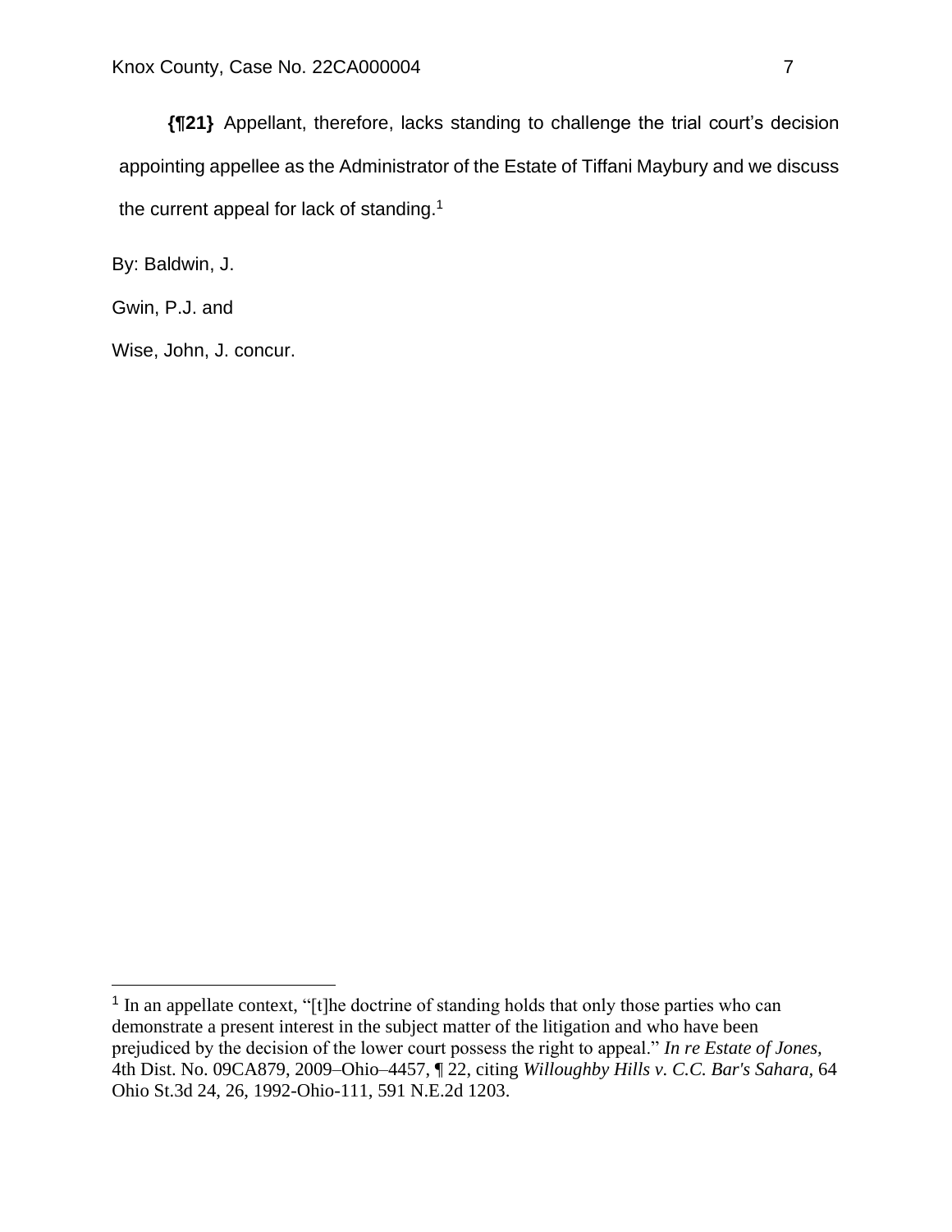**{¶21}** Appellant, therefore, lacks standing to challenge the trial court's decision appointing appellee as the Administrator of the Estate of Tiffani Maybury and we discuss the current appeal for lack of standing.[1]

By: Baldwin, J.

Gwin, P.J. and

Wise, John, J. concur.

---

[1] In an appellate context, "[t]he doctrine of standing holds that only those parties who can demonstrate a present interest in the subject matter of the litigation and who have been prejudiced by the decision of the lower court possess the right to appeal." *In re Estate of Jones*, 4th Dist. No. 09CA879, 2009–Ohio–4457, ¶ 22, citing *Willoughby Hills v. C.C. Bar's Sahara*, 64 Ohio St.3d 24, 26, 1992-Ohio-111, 591 N.E.2d 1203.